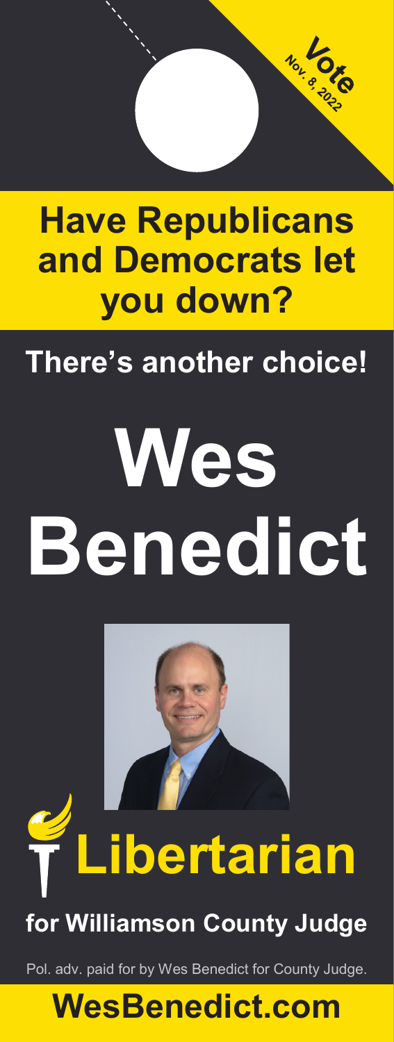**Vote**
**Nov. 8, 2022**

## Have Republicans and Democrats let you down?

**There's another choice!**

# Wes Benedict

## Libertarian

**for Williamson County Judge**

Pol. adv. paid for by Wes Benedict for County Judge.

## WesBenedict.com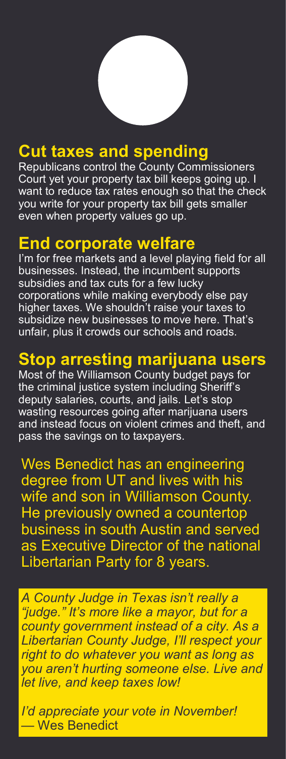## Cut taxes and spending

Republicans control the County Commissioners Court yet your property tax bill keeps going up. I want to reduce tax rates enough so that the check you write for your property tax bill gets smaller even when property values go up.

## End corporate welfare

I'm for free markets and a level playing field for all businesses. Instead, the incumbent supports subsidies and tax cuts for a few lucky corporations while making everybody else pay higher taxes. We shouldn't raise your taxes to subsidize new businesses to move here. That's unfair, plus it crowds our schools and roads.

## Stop arresting marijuana users

Most of the Williamson County budget pays for the criminal justice system including Sheriff's deputy salaries, courts, and jails. Let's stop wasting resources going after marijuana users and instead focus on violent crimes and theft, and pass the savings on to taxpayers.

Wes Benedict has an engineering degree from UT and lives with his wife and son in Williamson County. He previously owned a countertop business in south Austin and served as Executive Director of the national Libertarian Party for 8 years.

*A County Judge in Texas isn't really a "judge." It's more like a mayor, but for a county government instead of a city. As a Libertarian County Judge, I'll respect your right to do whatever you want as long as you aren't hurting someone else. Live and let live, and keep taxes low!*

*I'd appreciate your vote in November!*
— Wes Benedict